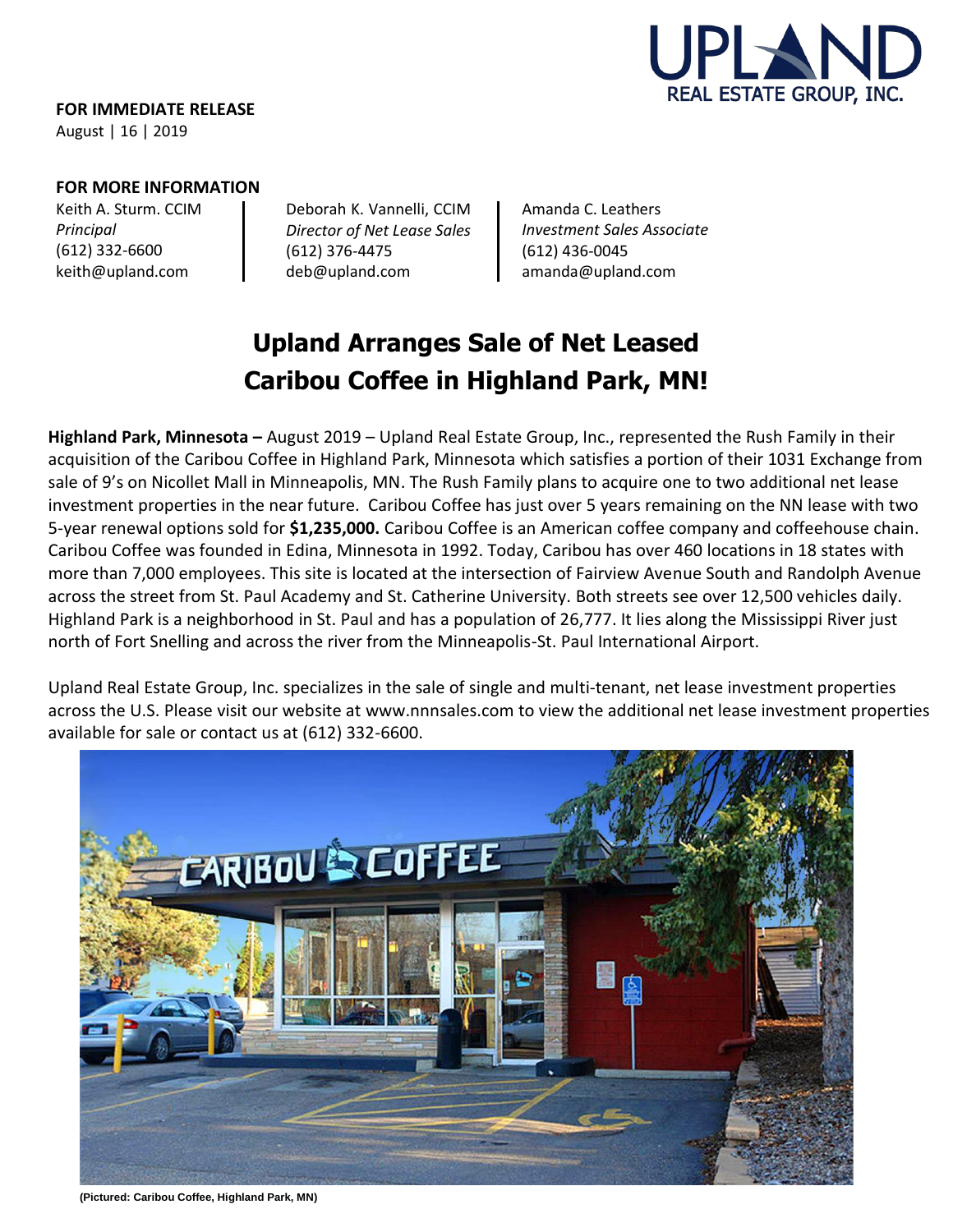UPLAND
REAL ESTATE GROUP, INC.

**FOR IMMEDIATE RELEASE**
August | 16 | 2019

**FOR MORE INFORMATION**

Keith A. Sturm. CCIM
*Principal*
(612) 332-6600
keith@upland.com

Deborah K. Vannelli, CCIM
*Director of Net Lease Sales*
(612) 376-4475
deb@upland.com

Amanda C. Leathers
*Investment Sales Associate*
(612) 436-0045
amanda@upland.com

# Upland Arranges Sale of Net Leased Caribou Coffee in Highland Park, MN!

**Highland Park, Minnesota –** August 2019 – Upland Real Estate Group, Inc., represented the Rush Family in their acquisition of the Caribou Coffee in Highland Park, Minnesota which satisfies a portion of their 1031 Exchange from sale of 9's on Nicollet Mall in Minneapolis, MN. The Rush Family plans to acquire one to two additional net lease investment properties in the near future. Caribou Coffee has just over 5 years remaining on the NN lease with two 5-year renewal options sold for **$1,235,000.** Caribou Coffee is an American coffee company and coffeehouse chain. Caribou Coffee was founded in Edina, Minnesota in 1992. Today, Caribou has over 460 locations in 18 states with more than 7,000 employees. This site is located at the intersection of Fairview Avenue South and Randolph Avenue across the street from St. Paul Academy and St. Catherine University. Both streets see over 12,500 vehicles daily. Highland Park is a neighborhood in St. Paul and has a population of 26,777. It lies along the Mississippi River just north of Fort Snelling and across the river from the Minneapolis-St. Paul International Airport.

Upland Real Estate Group, Inc. specializes in the sale of single and multi-tenant, net lease investment properties across the U.S. Please visit our website at www.nnnsales.com to view the additional net lease investment properties available for sale or contact us at (612) 332-6600.

**(Pictured: Caribou Coffee, Highland Park, MN)**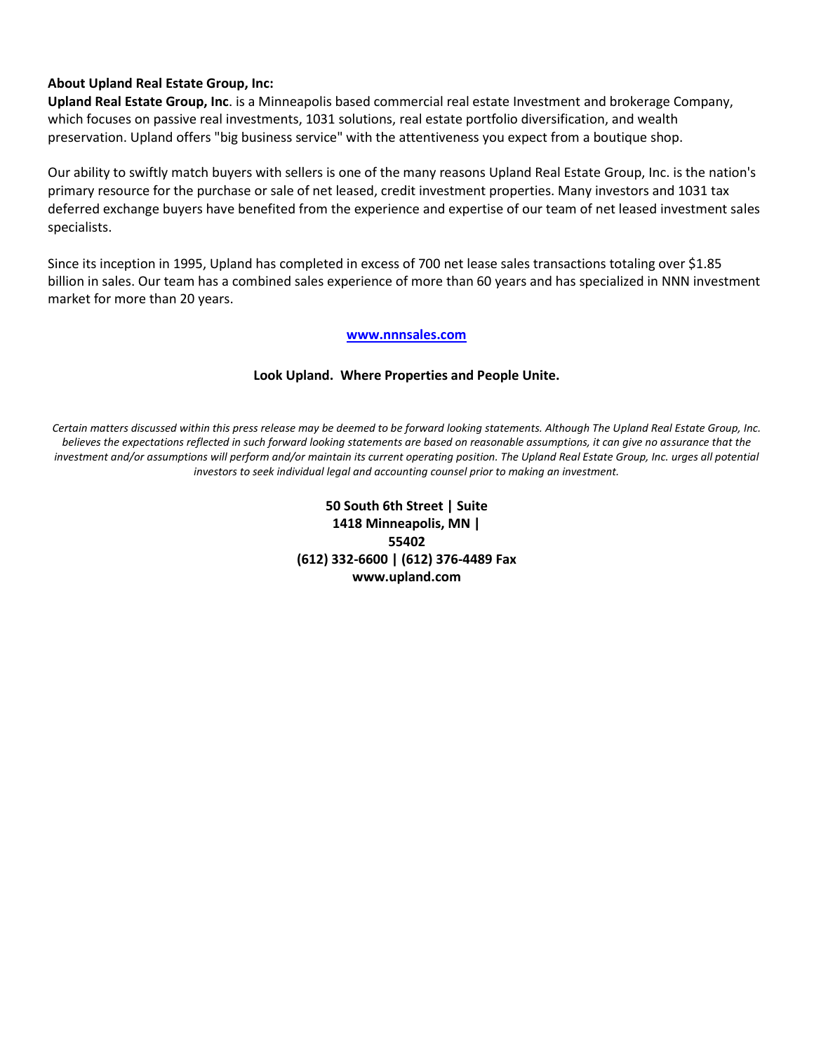**About Upland Real Estate Group, Inc:**

**Upland Real Estate Group, Inc**. is a Minneapolis based commercial real estate Investment and brokerage Company, which focuses on passive real investments, 1031 solutions, real estate portfolio diversification, and wealth preservation. Upland offers "big business service" with the attentiveness you expect from a boutique shop.

Our ability to swiftly match buyers with sellers is one of the many reasons Upland Real Estate Group, Inc. is the nation's primary resource for the purchase or sale of net leased, credit investment properties. Many investors and 1031 tax deferred exchange buyers have benefited from the experience and expertise of our team of net leased investment sales specialists.

Since its inception in 1995, Upland has completed in excess of 700 net lease sales transactions totaling over $1.85 billion in sales. Our team has a combined sales experience of more than 60 years and has specialized in NNN investment market for more than 20 years.

**www.nnnsales.com**

**Look Upland. Where Properties and People Unite.**

*Certain matters discussed within this press release may be deemed to be forward looking statements. Although The Upland Real Estate Group, Inc. believes the expectations reflected in such forward looking statements are based on reasonable assumptions, it can give no assurance that the investment and/or assumptions will perform and/or maintain its current operating position. The Upland Real Estate Group, Inc. urges all potential investors to seek individual legal and accounting counsel prior to making an investment.*

**50 South 6th Street | Suite 1418 Minneapolis, MN | 55402**
**(612) 332-6600 | (612) 376-4489 Fax**
**www.upland.com**